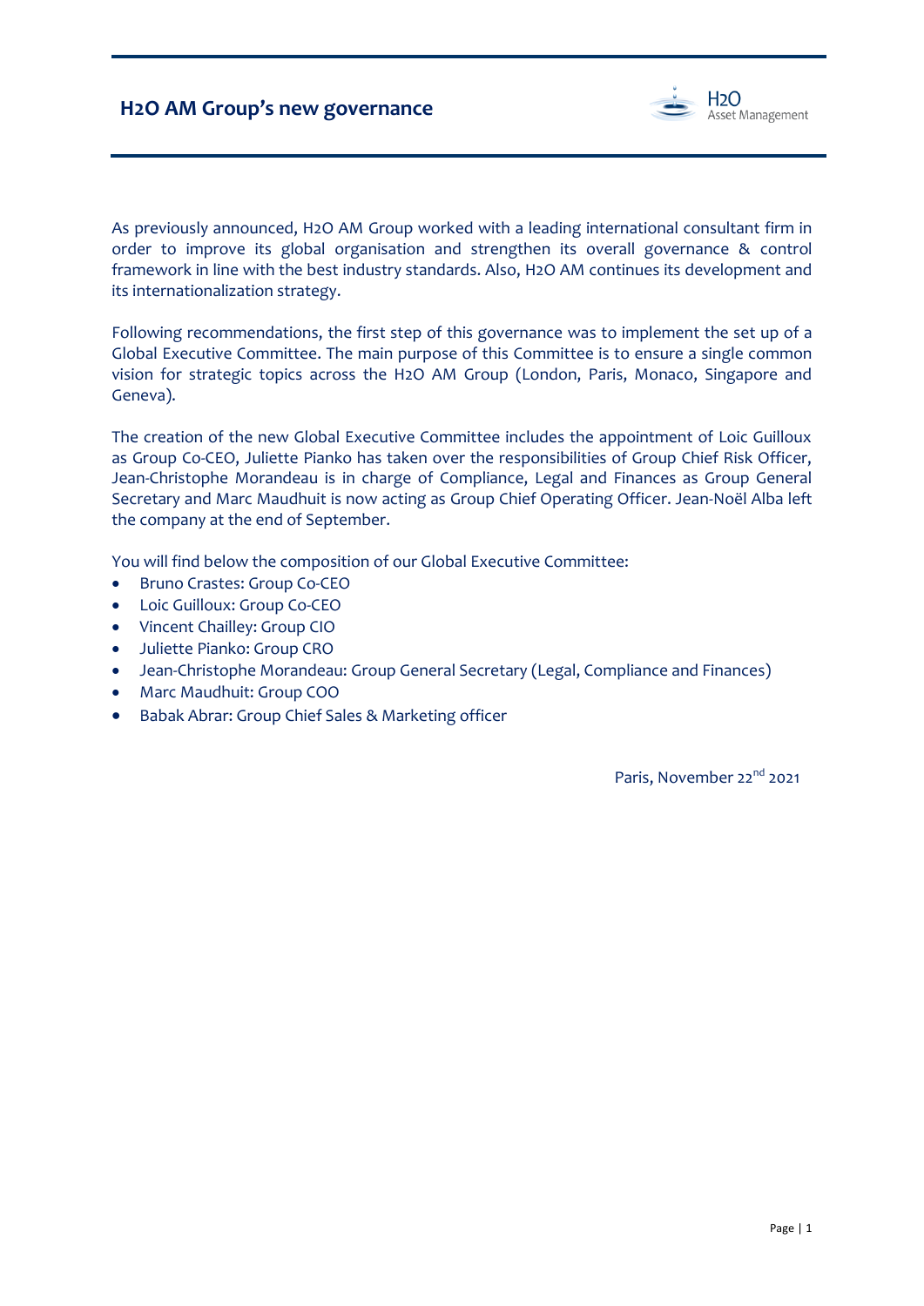# H2O AM Group's new governance

As previously announced, H2O AM Group worked with a leading international consultant firm in order to improve its global organisation and strengthen its overall governance & control framework in line with the best industry standards. Also, H2O AM continues its development and its internationalization strategy.

Following recommendations, the first step of this governance was to implement the set up of a Global Executive Committee. The main purpose of this Committee is to ensure a single common vision for strategic topics across the H2O AM Group (London, Paris, Monaco, Singapore and Geneva).

The creation of the new Global Executive Committee includes the appointment of Loic Guilloux as Group Co-CEO, Juliette Pianko has taken over the responsibilities of Group Chief Risk Officer, Jean-Christophe Morandeau is in charge of Compliance, Legal and Finances as Group General Secretary and Marc Maudhuit is now acting as Group Chief Operating Officer. Jean-Noël Alba left the company at the end of September.

You will find below the composition of our Global Executive Committee:

- Bruno Crastes: Group Co-CEO
- Loic Guilloux: Group Co-CEO
- Vincent Chailley: Group CIO
- Juliette Pianko: Group CRO
- Jean-Christophe Morandeau: Group General Secretary (Legal, Compliance and Finances)
- Marc Maudhuit: Group COO
- Babak Abrar: Group Chief Sales & Marketing officer

Paris, November 22nd 2021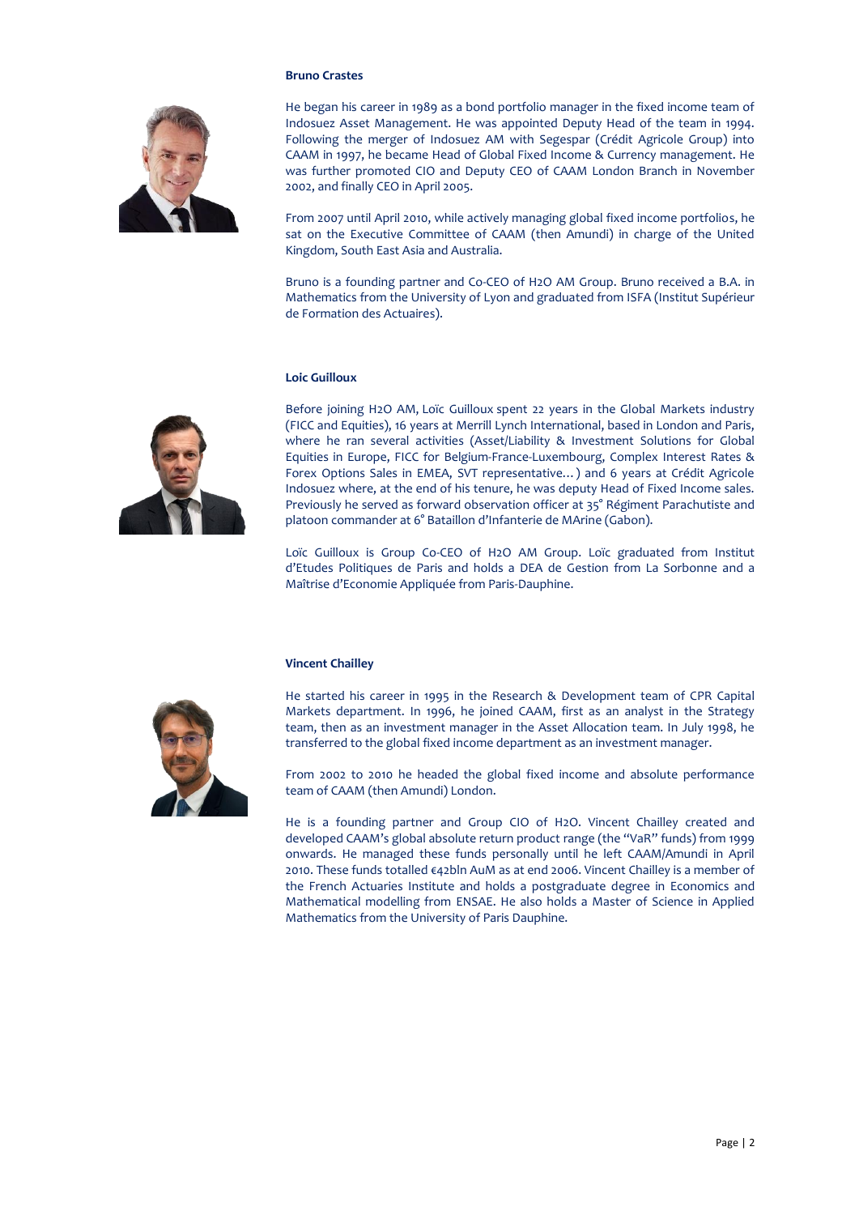**Bruno Crastes**

He began his career in 1989 as a bond portfolio manager in the fixed income team of Indosuez Asset Management. He was appointed Deputy Head of the team in 1994. Following the merger of Indosuez AM with Segespar (Crédit Agricole Group) into CAAM in 1997, he became Head of Global Fixed Income & Currency management. He was further promoted CIO and Deputy CEO of CAAM London Branch in November 2002, and finally CEO in April 2005.

From 2007 until April 2010, while actively managing global fixed income portfolios, he sat on the Executive Committee of CAAM (then Amundi) in charge of the United Kingdom, South East Asia and Australia.

Bruno is a founding partner and Co-CEO of H2O AM Group. Bruno received a B.A. in Mathematics from the University of Lyon and graduated from ISFA (Institut Supérieur de Formation des Actuaires).

**Loic Guilloux**

Before joining H2O AM, Loïc Guilloux spent 22 years in the Global Markets industry (FICC and Equities), 16 years at Merrill Lynch International, based in London and Paris, where he ran several activities (Asset/Liability & Investment Solutions for Global Equities in Europe, FICC for Belgium-France-Luxembourg, Complex Interest Rates & Forex Options Sales in EMEA, SVT representative… ) and 6 years at Crédit Agricole Indosuez where, at the end of his tenure, he was deputy Head of Fixed Income sales. Previously he served as forward observation officer at 35° Régiment Parachutiste and platoon commander at 6° Bataillon d'Infanterie de MArine (Gabon).

Loïc Guilloux is Group Co-CEO of H2O AM Group. Loïc graduated from Institut d'Etudes Politiques de Paris and holds a DEA de Gestion from La Sorbonne and a Maîtrise d'Economie Appliquée from Paris-Dauphine.

**Vincent Chailley**

He started his career in 1995 in the Research & Development team of CPR Capital Markets department. In 1996, he joined CAAM, first as an analyst in the Strategy team, then as an investment manager in the Asset Allocation team. In July 1998, he transferred to the global fixed income department as an investment manager.

From 2002 to 2010 he headed the global fixed income and absolute performance team of CAAM (then Amundi) London.

He is a founding partner and Group CIO of H2O. Vincent Chailley created and developed CAAM's global absolute return product range (the "VaR" funds) from 1999 onwards. He managed these funds personally until he left CAAM/Amundi in April 2010. These funds totalled €42bln AuM as at end 2006. Vincent Chailley is a member of the French Actuaries Institute and holds a postgraduate degree in Economics and Mathematical modelling from ENSAE. He also holds a Master of Science in Applied Mathematics from the University of Paris Dauphine.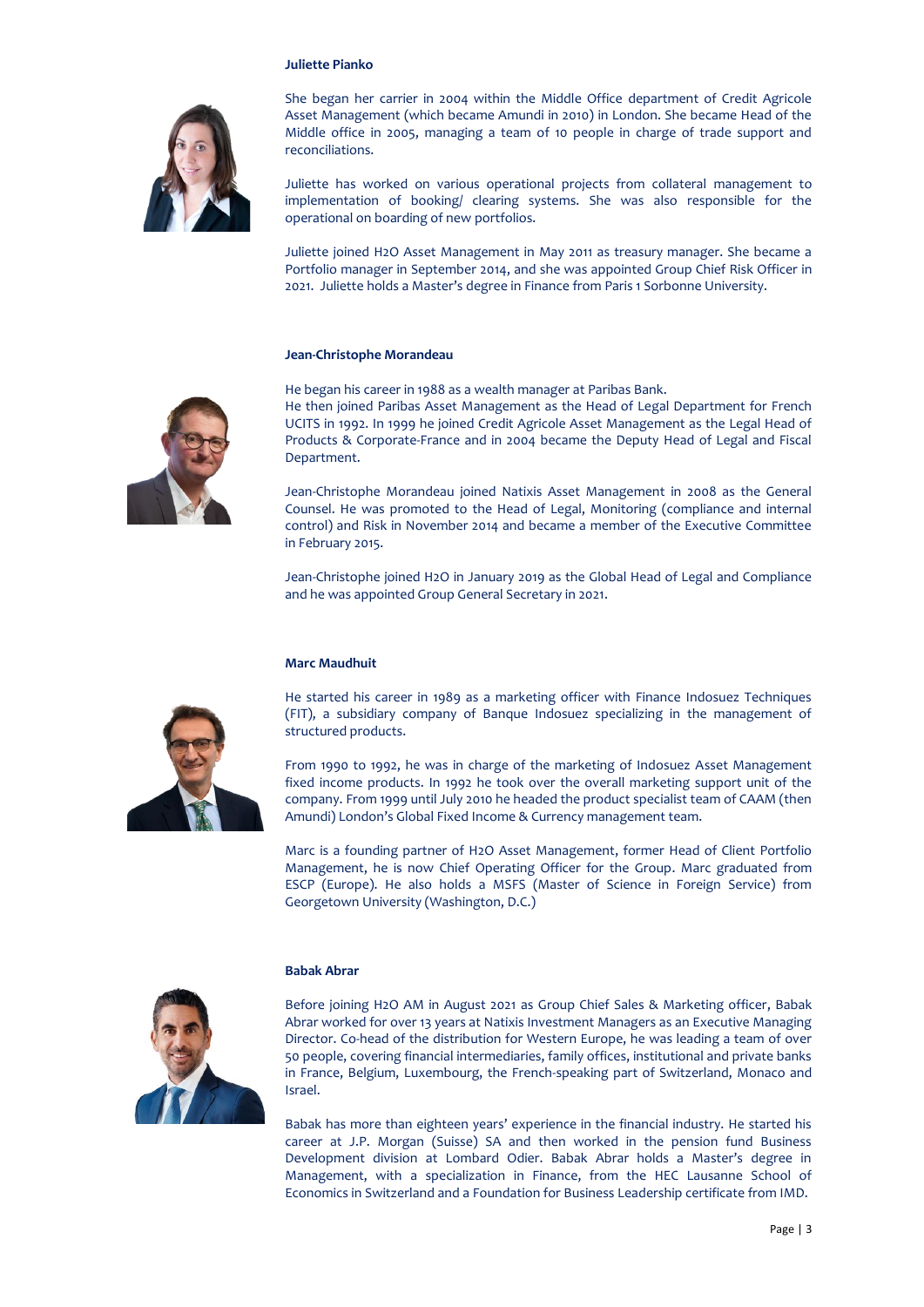**Juliette Pianko**

She began her carrier in 2004 within the Middle Office department of Credit Agricole Asset Management (which became Amundi in 2010) in London. She became Head of the Middle office in 2005, managing a team of 10 people in charge of trade support and reconciliations.

Juliette has worked on various operational projects from collateral management to implementation of booking/ clearing systems. She was also responsible for the operational on boarding of new portfolios.

Juliette joined H2O Asset Management in May 2011 as treasury manager. She became a Portfolio manager in September 2014, and she was appointed Group Chief Risk Officer in 2021. Juliette holds a Master's degree in Finance from Paris 1 Sorbonne University.

**Jean-Christophe Morandeau**

He began his career in 1988 as a wealth manager at Paribas Bank.
He then joined Paribas Asset Management as the Head of Legal Department for French UCITS in 1992. In 1999 he joined Credit Agricole Asset Management as the Legal Head of Products & Corporate-France and in 2004 became the Deputy Head of Legal and Fiscal Department.

Jean-Christophe Morandeau joined Natixis Asset Management in 2008 as the General Counsel. He was promoted to the Head of Legal, Monitoring (compliance and internal control) and Risk in November 2014 and became a member of the Executive Committee in February 2015.

Jean-Christophe joined H2O in January 2019 as the Global Head of Legal and Compliance and he was appointed Group General Secretary in 2021.

**Marc Maudhuit**

He started his career in 1989 as a marketing officer with Finance Indosuez Techniques (FIT), a subsidiary company of Banque Indosuez specializing in the management of structured products.

From 1990 to 1992, he was in charge of the marketing of Indosuez Asset Management fixed income products. In 1992 he took over the overall marketing support unit of the company. From 1999 until July 2010 he headed the product specialist team of CAAM (then Amundi) London's Global Fixed Income & Currency management team.

Marc is a founding partner of H2O Asset Management, former Head of Client Portfolio Management, he is now Chief Operating Officer for the Group. Marc graduated from ESCP (Europe). He also holds a MSFS (Master of Science in Foreign Service) from Georgetown University (Washington, D.C.)

**Babak Abrar**

Before joining H2O AM in August 2021 as Group Chief Sales & Marketing officer, Babak Abrar worked for over 13 years at Natixis Investment Managers as an Executive Managing Director. Co-head of the distribution for Western Europe, he was leading a team of over 50 people, covering financial intermediaries, family offices, institutional and private banks in France, Belgium, Luxembourg, the French-speaking part of Switzerland, Monaco and Israel.

Babak has more than eighteen years' experience in the financial industry. He started his career at J.P. Morgan (Suisse) SA and then worked in the pension fund Business Development division at Lombard Odier. Babak Abrar holds a Master's degree in Management, with a specialization in Finance, from the HEC Lausanne School of Economics in Switzerland and a Foundation for Business Leadership certificate from IMD.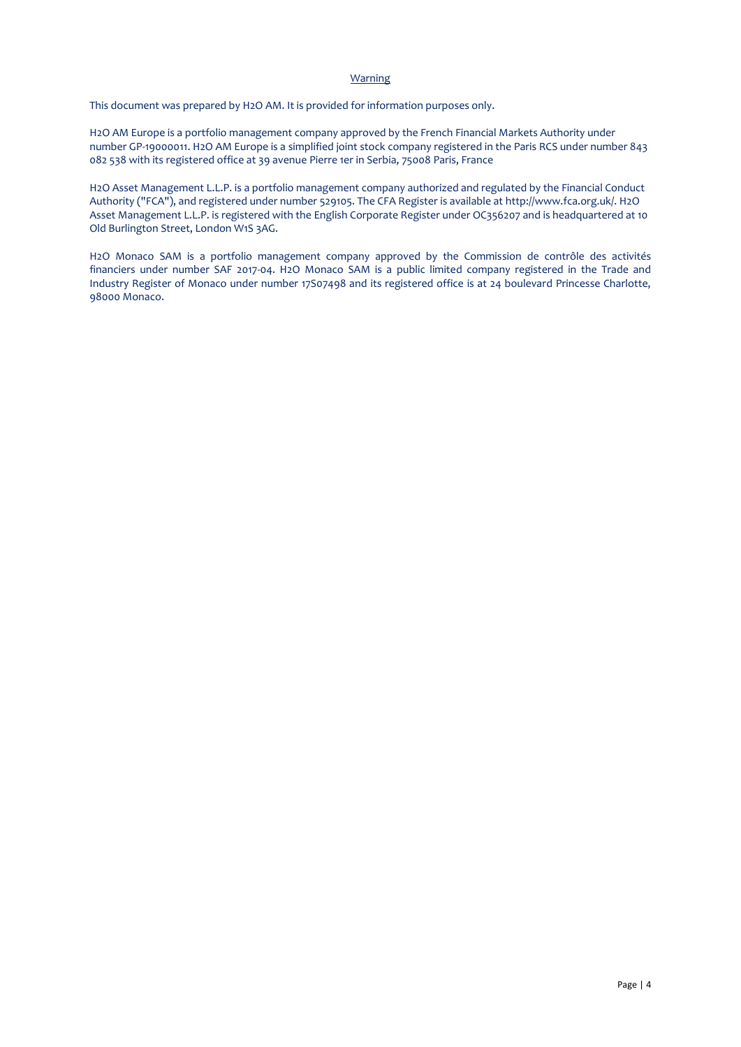<u>Warning</u>

This document was prepared by H2O AM. It is provided for information purposes only.

H2O AM Europe is a portfolio management company approved by the French Financial Markets Authority under number GP-19000011. H2O AM Europe is a simplified joint stock company registered in the Paris RCS under number 843 082 538 with its registered office at 39 avenue Pierre 1er in Serbia, 75008 Paris, France

H2O Asset Management L.L.P. is a portfolio management company authorized and regulated by the Financial Conduct Authority ("FCA"), and registered under number 529105. The CFA Register is available at http://www.fca.org.uk/. H2O Asset Management L.L.P. is registered with the English Corporate Register under OC356207 and is headquartered at 10 Old Burlington Street, London W1S 3AG.

H2O Monaco SAM is a portfolio management company approved by the Commission de contrôle des activités financiers under number SAF 2017-04. H2O Monaco SAM is a public limited company registered in the Trade and Industry Register of Monaco under number 17S07498 and its registered office is at 24 boulevard Princesse Charlotte, 98000 Monaco.